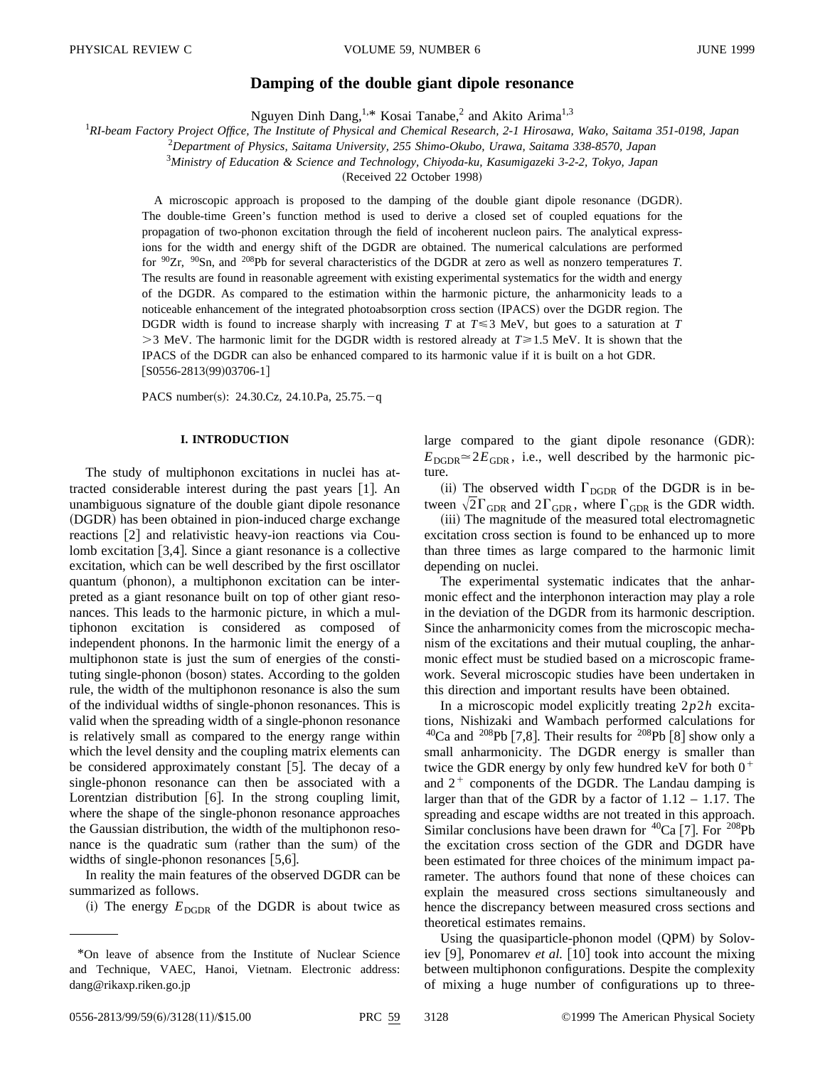# Damping of the double giant dipole resonance

Nguyen Dinh Dang,[1,*] Kosai Tanabe,[2] and Akito Arima[1,3]

[1] *RI-beam Factory Project Office, The Institute of Physical and Chemical Research, 2-1 Hirosawa, Wako, Saitama 351-0198, Japan*

[2] *Department of Physics, Saitama University, 255 Shimo-Okubo, Urawa, Saitama 338-8570, Japan*

[3] *Ministry of Education & Science and Technology, Chiyoda-ku, Kasumigazeki 3-2-2, Tokyo, Japan*

(Received 22 October 1998)

A microscopic approach is proposed to the damping of the double giant dipole resonance (DGDR). The double-time Green's function method is used to derive a closed set of coupled equations for the propagation of two-phonon excitation through the field of incoherent nucleon pairs. The analytical expressions for the width and energy shift of the DGDR are obtained. The numerical calculations are performed for $^{90}$Zr, $^{90}$Sn, and $^{208}$Pb for several characteristics of the DGDR at zero as well as nonzero temperatures $T$. The results are found in reasonable agreement with existing experimental systematics for the width and energy of the DGDR. As compared to the estimation within the harmonic picture, the anharmonicity leads to a noticeable enhancement of the integrated photoabsorption cross section (IPACS) over the DGDR region. The DGDR width is found to increase sharply with increasing $T$ at $T \leqslant 3$ MeV, but goes to a saturation at $T > 3$ MeV. The harmonic limit for the DGDR width is restored already at $T \geqslant 1.5$ MeV. It is shown that the IPACS of the DGDR can also be enhanced compared to its harmonic value if it is built on a hot GDR. [S0556-2813(99)03706-1]

PACS number(s): 24.30.Cz, 24.10.Pa, 25.75.$-$q

## I. INTRODUCTION

The study of multiphonon excitations in nuclei has attracted considerable interest during the past years [1]. An unambiguous signature of the double giant dipole resonance (DGDR) has been obtained in pion-induced charge exchange reactions [2] and relativistic heavy-ion reactions via Coulomb excitation [3,4]. Since a giant resonance is a collective excitation, which can be well described by the first oscillator quantum (phonon), a multiphonon excitation can be interpreted as a giant resonance built on top of other giant resonances. This leads to the harmonic picture, in which a multiphonon excitation is considered as composed of independent phonons. In the harmonic limit the energy of a multiphonon state is just the sum of energies of the constituting single-phonon (boson) states. According to the golden rule, the width of the multiphonon resonance is also the sum of the individual widths of single-phonon resonances. This is valid when the spreading width of a single-phonon resonance is relatively small as compared to the energy range within which the level density and the coupling matrix elements can be considered approximately constant [5]. The decay of a single-phonon resonance can then be associated with a Lorentzian distribution [6]. In the strong coupling limit, where the shape of the single-phonon resonance approaches the Gaussian distribution, the width of the multiphonon resonance is the quadratic sum (rather than the sum) of the widths of single-phonon resonances [5,6].

In reality the main features of the observed DGDR can be summarized as follows.

(i) The energy $E_{\rm DGDR}$ of the DGDR is about twice as large compared to the giant dipole resonance (GDR): $E_{\rm DGDR} \simeq 2E_{\rm GDR}$, i.e., well described by the harmonic picture.

(ii) The observed width $\Gamma_{\rm DGDR}$ of the DGDR is in between $\sqrt{2}\Gamma_{\rm GDR}$ and $2\Gamma_{\rm GDR}$, where $\Gamma_{\rm GDR}$ is the GDR width.

(iii) The magnitude of the measured total electromagnetic excitation cross section is found to be enhanced up to more than three times as large compared to the harmonic limit depending on nuclei.

The experimental systematic indicates that the anharmonic effect and the interphonon interaction may play a role in the deviation of the DGDR from its harmonic description. Since the anharmonicity comes from the microscopic mechanism of the excitations and their mutual coupling, the anharmonic effect must be studied based on a microscopic framework. Several microscopic studies have been undertaken in this direction and important results have been obtained.

In a microscopic model explicitly treating $2p2h$ excitations, Nishizaki and Wambach performed calculations for $^{40}$Ca and $^{208}$Pb [7,8]. Their results for $^{208}$Pb [8] show only a small anharmonicity. The DGDR energy is smaller than twice the GDR energy by only few hundred keV for both $0^+$ and $2^+$ components of the DGDR. The Landau damping is larger than that of the GDR by a factor of 1.12 – 1.17. The spreading and escape widths are not treated in this approach. Similar conclusions have been drawn for $^{40}$Ca [7]. For $^{208}$Pb the excitation cross section of the GDR and DGDR have been estimated for three choices of the minimum impact parameter. The authors found that none of these choices can explain the measured cross sections simultaneously and hence the discrepancy between measured cross sections and theoretical estimates remains.

Using the quasiparticle-phonon model (QPM) by Soloviev [9], Ponomarev *et al.* [10] took into account the mixing between multiphonon configurations. Despite the complexity of mixing a huge number of configurations up to three-

*On leave of absence from the Institute of Nuclear Science and Technique, VAEC, Hanoi, Vietnam. Electronic address: dang@rikaxp.riken.go.jp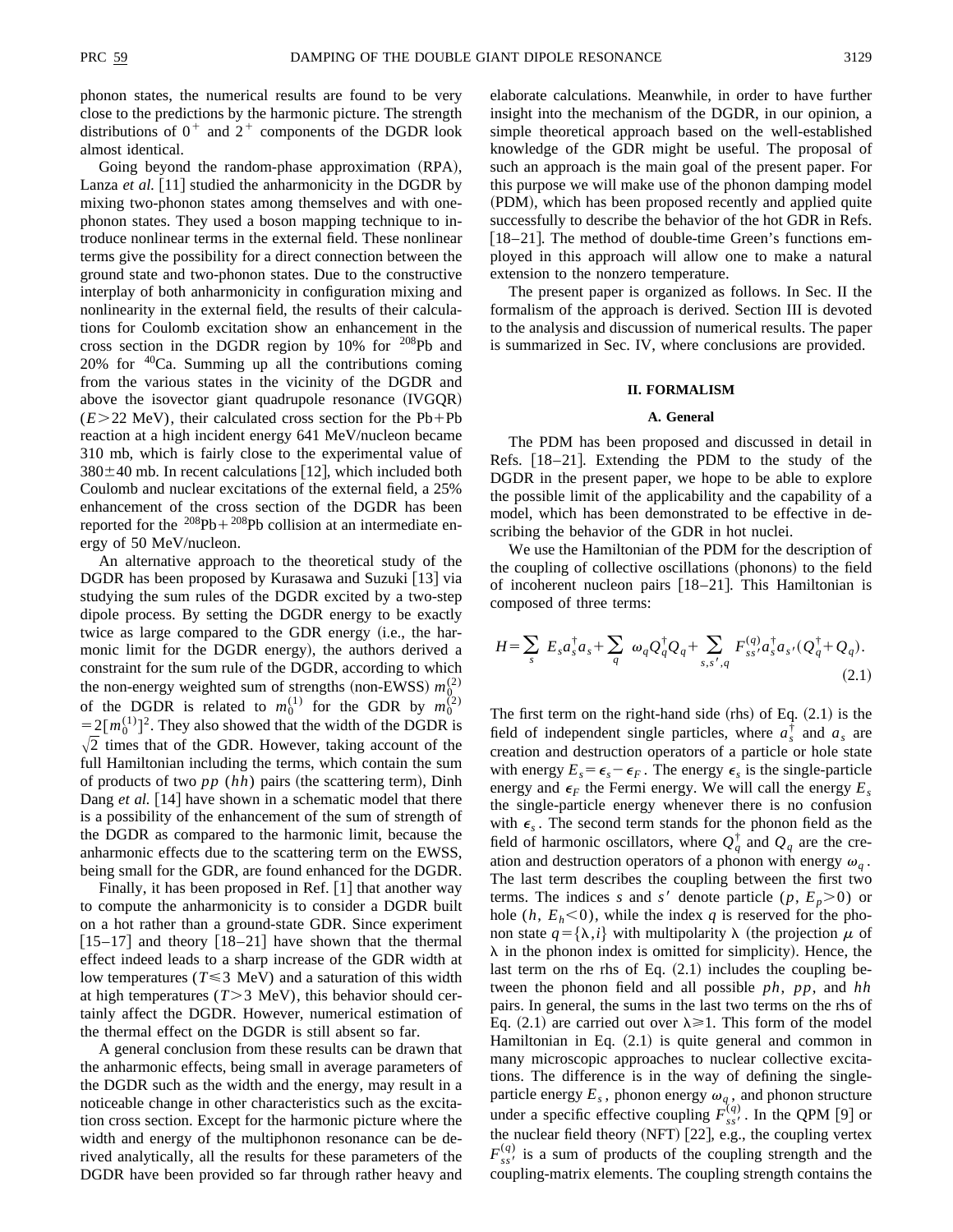phonon states, the numerical results are found to be very close to the predictions by the harmonic picture. The strength distributions of $0^+$ and $2^+$ components of the DGDR look almost identical.

Going beyond the random-phase approximation (RPA), Lanza *et al.* [11] studied the anharmonicity in the DGDR by mixing two-phonon states among themselves and with one-phonon states. They used a boson mapping technique to introduce nonlinear terms in the external field. These nonlinear terms give the possibility for a direct connection between the ground state and two-phonon states. Due to the constructive interplay of both anharmonicity in configuration mixing and nonlinearity in the external field, the results of their calculations for Coulomb excitation show an enhancement in the cross section in the DGDR region by 10% for $^{208}$Pb and 20% for $^{40}$Ca. Summing up all the contributions coming from the various states in the vicinity of the DGDR and above the isovector giant quadrupole resonance (IVGQR) ($E>22$ MeV), their calculated cross section for the Pb+Pb reaction at a high incident energy 641 MeV/nucleon became 310 mb, which is fairly close to the experimental value of $380\pm40$ mb. In recent calculations [12], which included both Coulomb and nuclear excitations of the external field, a 25% enhancement of the cross section of the DGDR has been reported for the $^{208}$Pb+$^{208}$Pb collision at an intermediate energy of 50 MeV/nucleon.

An alternative approach to the theoretical study of the DGDR has been proposed by Kurasawa and Suzuki [13] via studying the sum rules of the DGDR excited by a two-step dipole process. By setting the DGDR energy to be exactly twice as large compared to the GDR energy (i.e., the harmonic limit for the DGDR energy), the authors derived a constraint for the sum rule of the DGDR, according to which the non-energy weighted sum of strengths (non-EWSS) $m_0^{(2)}$ of the DGDR is related to $m_0^{(1)}$ for the GDR by $m_0^{(2)}=2[m_0^{(1)}]^2$. They also showed that the width of the DGDR is $\sqrt{2}$ times that of the GDR. However, taking account of the full Hamiltonian including the terms, which contain the sum of products of two $pp$ ($hh$) pairs (the scattering term), Dinh Dang *et al.* [14] have shown in a schematic model that there is a possibility of the enhancement of the sum of strength of the DGDR as compared to the harmonic limit, because the anharmonic effects due to the scattering term on the EWSS, being small for the GDR, are found enhanced for the DGDR.

Finally, it has been proposed in Ref. [1] that another way to compute the anharmonicity is to consider a DGDR built on a hot rather than a ground-state GDR. Since experiment [15–17] and theory [18–21] have shown that the thermal effect indeed leads to a sharp increase of the GDR width at low temperatures ($T\leqslant3$ MeV) and a saturation of this width at high temperatures ($T>3$ MeV), this behavior should certainly affect the DGDR. However, numerical estimation of the thermal effect on the DGDR is still absent so far.

A general conclusion from these results can be drawn that the anharmonic effects, being small in average parameters of the DGDR such as the width and the energy, may result in a noticeable change in other characteristics such as the excitation cross section. Except for the harmonic picture where the width and energy of the multiphonon resonance can be derived analytically, all the results for these parameters of the DGDR have been provided so far through rather heavy and elaborate calculations. Meanwhile, in order to have further insight into the mechanism of the DGDR, in our opinion, a simple theoretical approach based on the well-established knowledge of the GDR might be useful. The proposal of such an approach is the main goal of the present paper. For this purpose we will make use of the phonon damping model (PDM), which has been proposed recently and applied quite successfully to describe the behavior of the hot GDR in Refs. [18–21]. The method of double-time Green's functions employed in this approach will allow one to make a natural extension to the nonzero temperature.

The present paper is organized as follows. In Sec. II the formalism of the approach is derived. Section III is devoted to the analysis and discussion of numerical results. The paper is summarized in Sec. IV, where conclusions are provided.

## II. FORMALISM

### A. General

The PDM has been proposed and discussed in detail in Refs. [18–21]. Extending the PDM to the study of the DGDR in the present paper, we hope to be able to explore the possible limit of the applicability and the capability of a model, which has been demonstrated to be effective in describing the behavior of the GDR in hot nuclei.

We use the Hamiltonian of the PDM for the description of the coupling of collective oscillations (phonons) to the field of incoherent nucleon pairs [18–21]. This Hamiltonian is composed of three terms:

$$H=\sum_s E_s a_s^\dagger a_s+\sum_q \omega_q Q_q^\dagger Q_q+\sum_{s,s',q} F_{ss'}^{(q)} a_s^\dagger a_{s'}(Q_q^\dagger+Q_q). \tag{2.1}$$

The first term on the right-hand side (rhs) of Eq. (2.1) is the field of independent single particles, where $a_s^\dagger$ and $a_s$ are creation and destruction operators of a particle or hole state with energy $E_s=\epsilon_s-\epsilon_F$. The energy $\epsilon_s$ is the single-particle energy and $\epsilon_F$ the Fermi energy. We will call the energy $E_s$ the single-particle energy whenever there is no confusion with $\epsilon_s$. The second term stands for the phonon field as the field of harmonic oscillators, where $Q_q^\dagger$ and $Q_q$ are the creation and destruction operators of a phonon with energy $\omega_q$. The last term describes the coupling between the first two terms. The indices $s$ and $s'$ denote particle ($p$, $E_p>0$) or hole ($h$, $E_h<0$), while the index $q$ is reserved for the phonon state $q=\{\lambda,i\}$ with multipolarity $\lambda$ (the projection $\mu$ of $\lambda$ in the phonon index is omitted for simplicity). Hence, the last term on the rhs of Eq. (2.1) includes the coupling between the phonon field and all possible $ph$, $pp$, and $hh$ pairs. In general, the sums in the last two terms on the rhs of Eq. (2.1) are carried out over $\lambda\geqslant1$. This form of the model Hamiltonian in Eq. (2.1) is quite general and common in many microscopic approaches to nuclear collective excitations. The difference is in the way of defining the single-particle energy $E_s$, phonon energy $\omega_q$, and phonon structure under a specific effective coupling $F_{ss'}^{(q)}$. In the QPM [9] or the nuclear field theory (NFT) [22], e.g., the coupling vertex $F_{ss'}^{(q)}$ is a sum of products of the coupling strength and the coupling-matrix elements. The coupling strength contains the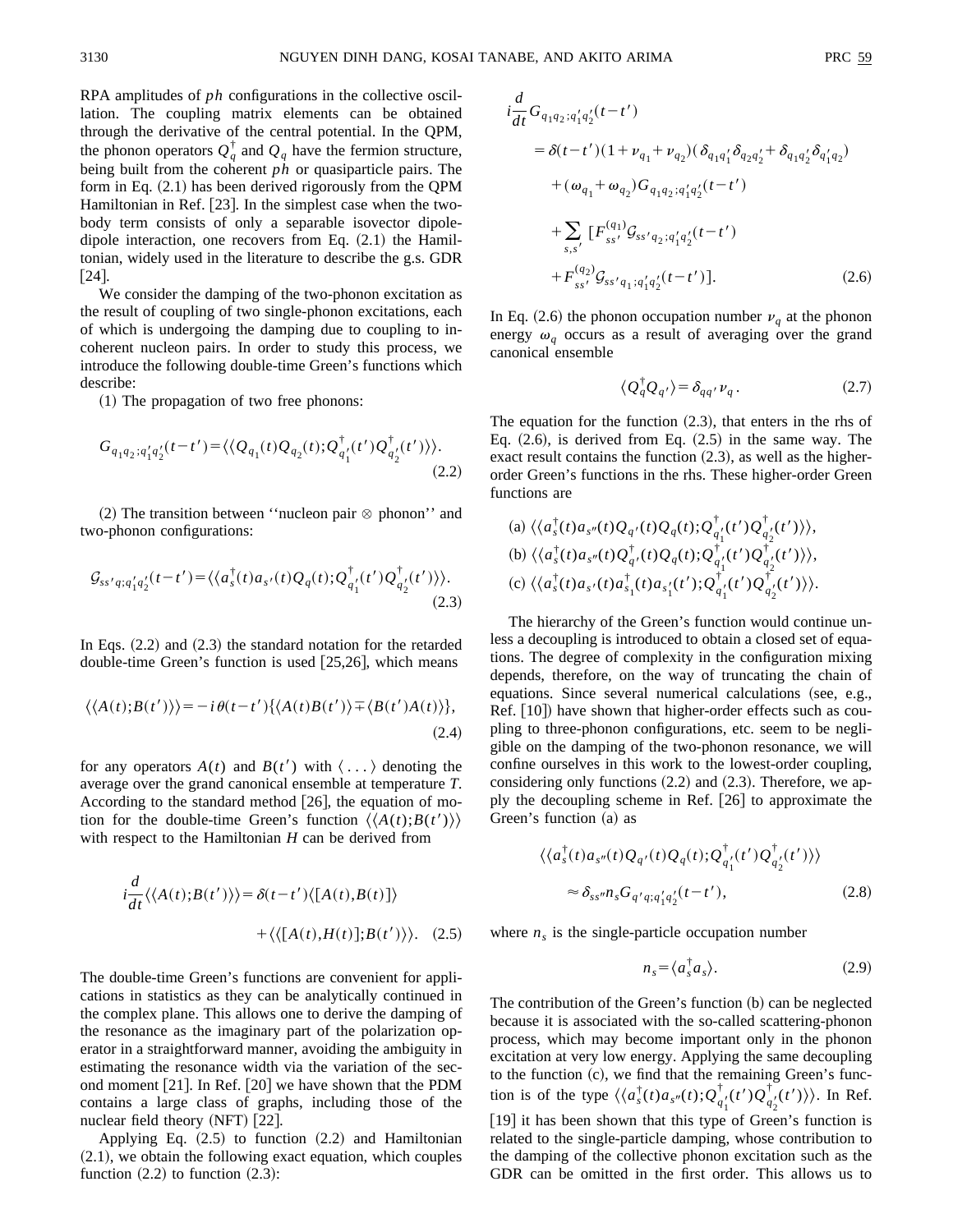RPA amplitudes of $ph$ configurations in the collective oscillation. The coupling matrix elements can be obtained through the derivative of the central potential. In the QPM, the phonon operators $Q_q^\dagger$ and $Q_q$ have the fermion structure, being built from the coherent $ph$ or quasiparticle pairs. The form in Eq. (2.1) has been derived rigorously from the QPM Hamiltonian in Ref. [23]. In the simplest case when the two-body term consists of only a separable isovector dipole-dipole interaction, one recovers from Eq. (2.1) the Hamiltonian, widely used in the literature to describe the g.s. GDR [24].

We consider the damping of the two-phonon excitation as the result of coupling of two single-phonon excitations, each of which is undergoing the damping due to coupling to incoherent nucleon pairs. In order to study this process, we introduce the following double-time Green's functions which describe:

(1) The propagation of two free phonons:

$$G_{q_1q_2;q_1'q_2'}(t-t')=\langle\langle Q_{q_1}(t)Q_{q_2}(t);Q_{q_1'}^\dagger(t')Q_{q_2'}^\dagger(t')\rangle\rangle. \tag{2.2}$$

(2) The transition between "nucleon pair ⊗ phonon" and two-phonon configurations:

$$\mathcal{G}_{ss'q;q_1'q_2'}(t-t')=\langle\langle a_s^\dagger(t)a_{s'}(t)Q_q(t);Q_{q_1'}^\dagger(t')Q_{q_2'}^\dagger(t')\rangle\rangle. \tag{2.3}$$

In Eqs. (2.2) and (2.3) the standard notation for the retarded double-time Green's function is used [25,26], which means

$$\langle\langle A(t);B(t')\rangle\rangle=-i\theta(t-t')\{\langle A(t)B(t')\rangle\mp\langle B(t')A(t)\rangle\}, \tag{2.4}$$

for any operators $A(t)$ and $B(t')$ with $\langle \ldots \rangle$ denoting the average over the grand canonical ensemble at temperature $T$. According to the standard method [26], the equation of motion for the double-time Green's function $\langle\langle A(t);B(t')\rangle\rangle$ with respect to the Hamiltonian $H$ can be derived from

$$i\frac{d}{dt}\langle\langle A(t);B(t')\rangle\rangle=\delta(t-t')\langle[A(t),B(t)]\rangle+\langle\langle[A(t),H(t)];B(t')\rangle\rangle. \tag{2.5}$$

The double-time Green's functions are convenient for applications in statistics as they can be analytically continued in the complex plane. This allows one to derive the damping of the resonance as the imaginary part of the polarization operator in a straightforward manner, avoiding the ambiguity in estimating the resonance width via the variation of the second moment [21]. In Ref. [20] we have shown that the PDM contains a large class of graphs, including those of the nuclear field theory (NFT) [22].

Applying Eq. (2.5) to function (2.2) and Hamiltonian (2.1), we obtain the following exact equation, which couples function (2.2) to function (2.3):

$$\begin{aligned}
i\frac{d}{dt}G_{q_1q_2;q_1'q_2'}(t-t') &= \delta(t-t')(1+\nu_{q_1}+\nu_{q_2})(\delta_{q_1q_1'}\delta_{q_2q_2'}+\delta_{q_1q_2'}\delta_{q_1'q_2}) \\
&\quad +(\omega_{q_1}+\omega_{q_2})G_{q_1q_2;q_1'q_2'}(t-t') \\
&\quad +\sum_{s,s'}[F_{ss'}^{(q_1)}\mathcal{G}_{ss'q_2;q_1'q_2'}(t-t') \\
&\quad +F_{ss'}^{(q_2)}\mathcal{G}_{ss'q_1;q_1'q_2'}(t-t')].
\end{aligned} \tag{2.6}$$

In Eq. (2.6) the phonon occupation number $\nu_q$ at the phonon energy $\omega_q$ occurs as a result of averaging over the grand canonical ensemble

$$\langle Q_q^\dagger Q_{q'}\rangle=\delta_{qq'}\nu_q. \tag{2.7}$$

The equation for the function (2.3), that enters in the rhs of Eq. (2.6), is derived from Eq. (2.5) in the same way. The exact result contains the function (2.3), as well as the higher-order Green's functions in the rhs. These higher-order Green functions are

(a) $\langle\langle a_s^\dagger(t)a_{s''}(t)Q_{q'}(t)Q_q(t);Q_{q_1'}^\dagger(t')Q_{q_2'}^\dagger(t')\rangle\rangle$,
(b) $\langle\langle a_s^\dagger(t)a_{s''}(t)Q_{q'}^\dagger(t)Q_q(t);Q_{q_1'}^\dagger(t')Q_{q_2'}^\dagger(t')\rangle\rangle$,
(c) $\langle\langle a_s^\dagger(t)a_{s'}(t)a_{s_1}^\dagger(t)a_{s_1'}(t');Q_{q_1'}^\dagger(t')Q_{q_2'}^\dagger(t')\rangle\rangle$.

The hierarchy of the Green's function would continue unless a decoupling is introduced to obtain a closed set of equations. The degree of complexity in the configuration mixing depends, therefore, on the way of truncating the chain of equations. Since several numerical calculations (see, e.g., Ref. [10]) have shown that higher-order effects such as coupling to three-phonon configurations, etc. seem to be negligible on the damping of the two-phonon resonance, we will confine ourselves in this work to the lowest-order coupling, considering only functions (2.2) and (2.3). Therefore, we apply the decoupling scheme in Ref. [26] to approximate the Green's function (a) as

$$\langle\langle a_s^\dagger(t)a_{s''}(t)Q_{q'}(t)Q_q(t);Q_{q_1'}^\dagger(t')Q_{q_2'}^\dagger(t')\rangle\rangle \approx \delta_{ss''}n_sG_{q'q;q_1'q_2'}(t-t'), \tag{2.8}$$

where $n_s$ is the single-particle occupation number

$$n_s=\langle a_s^\dagger a_s\rangle. \tag{2.9}$$

The contribution of the Green's function (b) can be neglected because it is associated with the so-called scattering-phonon process, which may become important only in the phonon excitation at very low energy. Applying the same decoupling to the function (c), we find that the remaining Green's function is of the type $\langle\langle a_s^\dagger(t)a_{s''}(t);Q_{q_1'}^\dagger(t')Q_{q_2'}^\dagger(t')\rangle\rangle$. In Ref. [19] it has been shown that this type of Green's function is related to the single-particle damping, whose contribution to the damping of the collective phonon excitation such as the GDR can be omitted in the first order. This allows us to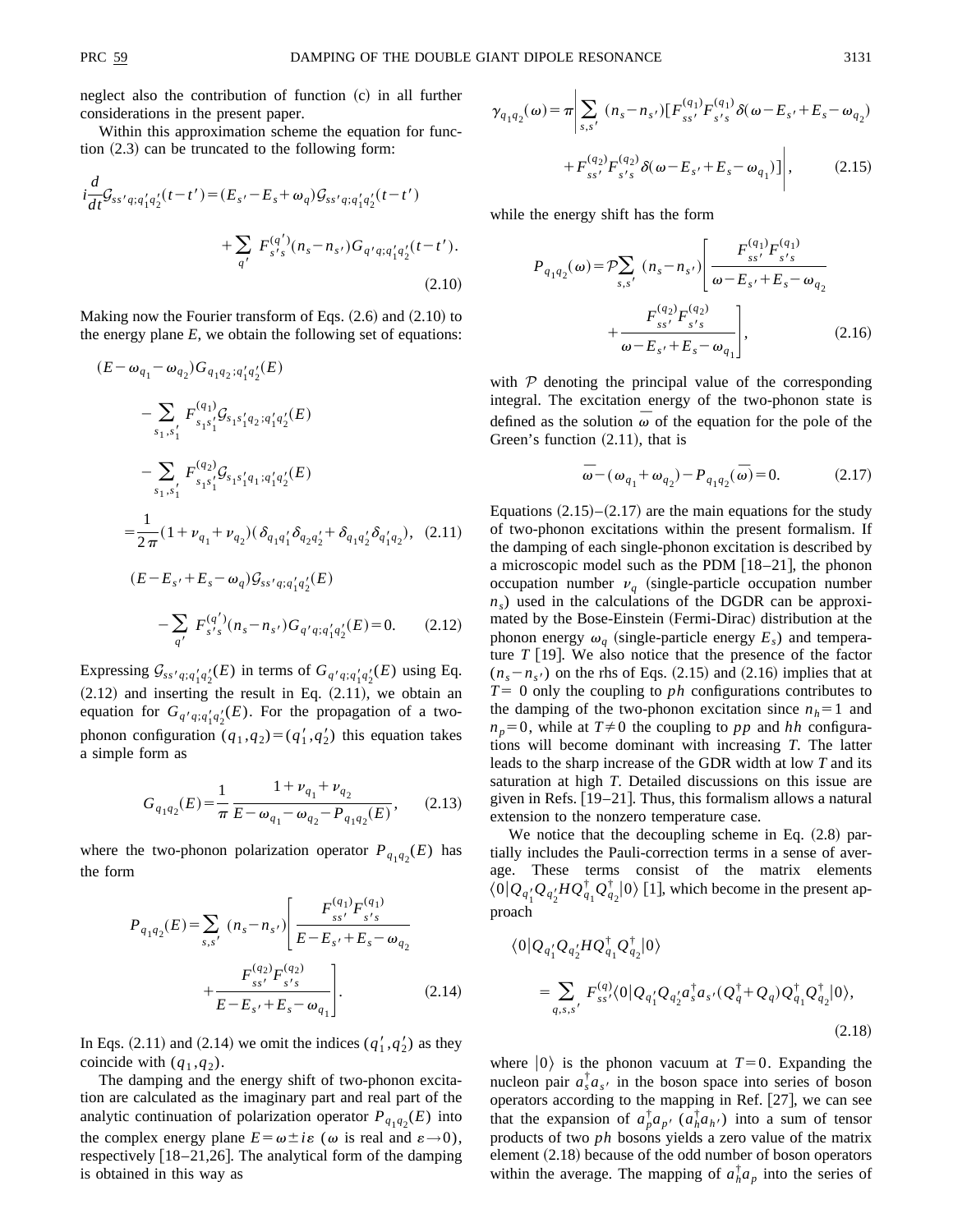neglect also the contribution of function (c) in all further considerations in the present paper.

Within this approximation scheme the equation for function (2.3) can be truncated to the following form:

$$i\frac{d}{dt}\mathcal{G}_{ss'q;q_1'q_2'}(t-t') = (E_{s'}-E_s+\omega_q)\mathcal{G}_{ss'q;q_1'q_2'}(t-t') + \sum_{q'} F_{s's}^{(q')}(n_s-n_{s'})G_{q'q;q_1'q_2'}(t-t'). \tag{2.10}$$

Making now the Fourier transform of Eqs. (2.6) and (2.10) to the energy plane $E$, we obtain the following set of equations:

$$(E-\omega_{q_1}-\omega_{q_2})G_{q_1q_2;q_1'q_2'}(E) - \sum_{s_1,s_1'} F_{s_1s_1'}^{(q_1)}\mathcal{G}_{s_1s_1'q_2;q_1'q_2'}(E) - \sum_{s_1,s_1'} F_{s_1s_1'}^{(q_2)}\mathcal{G}_{s_1s_1'q_1;q_1'q_2'}(E) = \frac{1}{2\pi}(1+\nu_{q_1}+\nu_{q_2})(\delta_{q_1q_1'}\delta_{q_2q_2'}+\delta_{q_1q_2'}\delta_{q_1'q_2}), \tag{2.11}$$

$$(E-E_{s'}+E_s-\omega_q)\mathcal{G}_{ss'q;q_1'q_2'}(E) - \sum_{q'} F_{s's}^{(q')}(n_s-n_{s'})G_{q'q;q_1'q_2'}(E)=0. \tag{2.12}$$

Expressing $\mathcal{G}_{ss'q;q_1'q_2'}(E)$ in terms of $G_{q'q;q_1'q_2'}(E)$ using Eq. (2.12) and inserting the result in Eq. (2.11), we obtain an equation for $G_{q'q;q_1'q_2'}(E)$. For the propagation of a two-phonon configuration $(q_1,q_2)=(q_1',q_2')$ this equation takes a simple form as

$$G_{q_1q_2}(E) = \frac{1}{\pi}\frac{1+\nu_{q_1}+\nu_{q_2}}{E-\omega_{q_1}-\omega_{q_2}-P_{q_1q_2}(E)}, \tag{2.13}$$

where the two-phonon polarization operator $P_{q_1q_2}(E)$ has the form

$$P_{q_1q_2}(E) = \sum_{s,s'}(n_s-n_{s'})\left[\frac{F_{ss'}^{(q_1)}F_{s's}^{(q_1)}}{E-E_{s'}+E_s-\omega_{q_2}} + \frac{F_{ss'}^{(q_2)}F_{s's}^{(q_2)}}{E-E_{s'}+E_s-\omega_{q_1}}\right]. \tag{2.14}$$

In Eqs. (2.11) and (2.14) we omit the indices $(q_1',q_2')$ as they coincide with $(q_1,q_2)$.

The damping and the energy shift of two-phonon excitation are calculated as the imaginary part and real part of the analytic continuation of polarization operator $P_{q_1q_2}(E)$ into the complex energy plane $E=\omega\pm i\varepsilon$ ($\omega$ is real and $\varepsilon\to 0$), respectively [18–21,26]. The analytical form of the damping is obtained in this way as

$$\gamma_{q_1q_2}(\omega) = \pi\left|\sum_{s,s'}(n_s-n_{s'})[F_{ss'}^{(q_1)}F_{s's}^{(q_1)}\delta(\omega-E_{s'}+E_s-\omega_{q_2}) + F_{ss'}^{(q_2)}F_{s's}^{(q_2)}\delta(\omega-E_{s'}+E_s-\omega_{q_1})]\right|, \tag{2.15}$$

while the energy shift has the form

$$P_{q_1q_2}(\omega) = \mathcal{P}\sum_{s,s'}(n_s-n_{s'})\left[\frac{F_{ss'}^{(q_1)}F_{s's}^{(q_1)}}{\omega-E_{s'}+E_s-\omega_{q_2}} + \frac{F_{ss'}^{(q_2)}F_{s's}^{(q_2)}}{\omega-E_{s'}+E_s-\omega_{q_1}}\right], \tag{2.16}$$

with $\mathcal{P}$ denoting the principal value of the corresponding integral. The excitation energy of the two-phonon state is defined as the solution $\bar{\omega}$ of the equation for the pole of the Green's function (2.11), that is

$$\bar{\omega}-(\omega_{q_1}+\omega_{q_2})-P_{q_1q_2}(\bar{\omega})=0. \tag{2.17}$$

Equations (2.15)–(2.17) are the main equations for the study of two-phonon excitations within the present formalism. If the damping of each single-phonon excitation is described by a microscopic model such as the PDM [18–21], the phonon occupation number $\nu_q$ (single-particle occupation number $n_s$) used in the calculations of the DGDR can be approximated by the Bose-Einstein (Fermi-Dirac) distribution at the phonon energy $\omega_q$ (single-particle energy $E_s$) and temperature $T$ [19]. We also notice that the presence of the factor $(n_s-n_{s'})$ on the rhs of Eqs. (2.15) and (2.16) implies that at $T=0$ only the coupling to $ph$ configurations contributes to the damping of the two-phonon excitation since $n_h=1$ and $n_p=0$, while at $T\neq 0$ the coupling to $pp$ and $hh$ configurations will become dominant with increasing $T$. The latter leads to the sharp increase of the GDR width at low $T$ and its saturation at high $T$. Detailed discussions on this issue are given in Refs. [19–21]. Thus, this formalism allows a natural extension to the nonzero temperature case.

We notice that the decoupling scheme in Eq. (2.8) partially includes the Pauli-correction terms in a sense of average. These terms consist of the matrix elements $\langle 0|Q_{q_1'}Q_{q_2'}HQ_{q_1}^\dagger Q_{q_2}^\dagger|0\rangle$ [1], which become in the present approach

$$\langle 0|Q_{q_1'}Q_{q_2'}HQ_{q_1}^\dagger Q_{q_2}^\dagger|0\rangle = \sum_{q,s,s'} F_{ss'}^{(q)}\langle 0|Q_{q_1'}Q_{q_2'}a_s^\dagger a_{s'}(Q_q^\dagger+Q_q)Q_{q_1}^\dagger Q_{q_2}^\dagger|0\rangle, \tag{2.18}$$

where $|0\rangle$ is the phonon vacuum at $T=0$. Expanding the nucleon pair $a_s^\dagger a_{s'}$ in the boson space into series of boson operators according to the mapping in Ref. [27], we can see that the expansion of $a_p^\dagger a_{p'}$ ($a_h^\dagger a_{h'}$) into a sum of tensor products of two $ph$ bosons yields a zero value of the matrix element (2.18) because of the odd number of boson operators within the average. The mapping of $a_h^\dagger a_p$ into the series of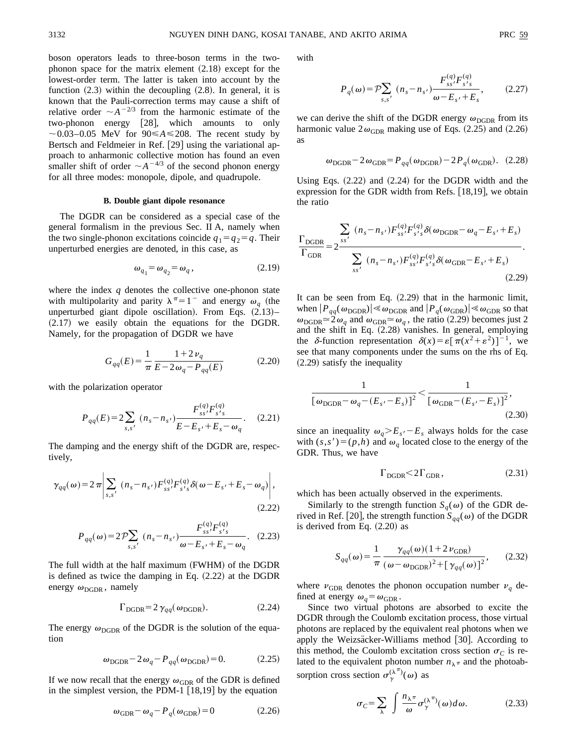boson operators leads to three-boson terms in the two-phonon space for the matrix element (2.18) except for the lowest-order term. The latter is taken into account by the function (2.3) within the decoupling (2.8). In general, it is known that the Pauli-correction terms may cause a shift of relative order $\sim A^{-2/3}$ from the harmonic estimate of the two-phonon energy [28], which amounts to only $\sim 0.03$–$0.05$ MeV for $90 \leqslant A \leqslant 208$. The recent study by Bertsch and Feldmeier in Ref. [29] using the variational approach to anharmonic collective motion has found an even smaller shift of order $\sim A^{-4/3}$ of the second phonon energy for all three modes: monopole, dipole, and quadrupole.

### B. Double giant dipole resonance

The DGDR can be considered as a special case of the general formalism in the previous Sec. II A, namely when the two single-phonon excitations coincide $q_1 = q_2 = q$. Their unperturbed energies are denoted, in this case, as

$$\omega_{q_1} = \omega_{q_2} = \omega_q, \tag{2.19}$$

where the index $q$ denotes the collective one-phonon state with multipolarity and parity $\lambda^\pi = 1^-$ and energy $\omega_q$ (the unperturbed giant dipole oscillation). From Eqs. (2.13)–(2.17) we easily obtain the equations for the DGDR. Namely, for the propagation of DGDR we have

$$G_{qq}(E) = \frac{1}{\pi} \frac{1 + 2\nu_q}{E - 2\omega_q - P_{qq}(E)} \tag{2.20}$$

with the polarization operator

$$P_{qq}(E) = 2\sum_{s,s'} (n_s - n_{s'}) \frac{F_{ss'}^{(q)} F_{s's}^{(q)}}{E - E_{s'} + E_s - \omega_q}. \tag{2.21}$$

The damping and the energy shift of the DGDR are, respectively,

$$\gamma_{qq}(\omega) = 2\pi \left| \sum_{s,s'} (n_s - n_{s'}) F_{ss'}^{(q)} F_{s's}^{(q)} \delta(\omega - E_{s'} + E_s - \omega_q) \right|, \tag{2.22}$$

$$P_{qq}(\omega) = 2\mathcal{P}\sum_{s,s'} (n_s - n_{s'}) \frac{F_{ss'}^{(q)} F_{s's}^{(q)}}{\omega - E_{s'} + E_s - \omega_q}. \tag{2.23}$$

The full width at the half maximum (FWHM) of the DGDR is defined as twice the damping in Eq. (2.22) at the DGDR energy $\omega_{\rm DGDR}$, namely

$$\Gamma_{\rm DGDR} = 2\gamma_{qq}(\omega_{\rm DGDR}). \tag{2.24}$$

The energy $\omega_{\rm DGDR}$ of the DGDR is the solution of the equation

$$\omega_{\rm DGDR} - 2\omega_q - P_{qq}(\omega_{\rm DGDR}) = 0. \tag{2.25}$$

If we now recall that the energy $\omega_{\rm GDR}$ of the GDR is defined in the simplest version, the PDM-1 [18,19] by the equation

$$\omega_{\rm GDR} - \omega_q - P_q(\omega_{\rm GDR}) = 0 \tag{2.26}$$

with

$$P_q(\omega) = \mathcal{P}\sum_{s,s'} (n_s - n_{s'}) \frac{F_{ss'}^{(q)} F_{s's}^{(q)}}{\omega - E_{s'} + E_s}, \tag{2.27}$$

we can derive the shift of the DGDR energy $\omega_{\rm DGDR}$ from its harmonic value $2\omega_{\rm GDR}$ making use of Eqs. (2.25) and (2.26) as

$$\omega_{\rm DGDR} - 2\omega_{\rm GDR} = P_{qq}(\omega_{\rm DGDR}) - 2P_q(\omega_{\rm GDR}). \tag{2.28}$$

Using Eqs. (2.22) and (2.24) for the DGDR width and the expression for the GDR width from Refs. [18,19], we obtain the ratio

$$\frac{\Gamma_{\rm DGDR}}{\Gamma_{\rm GDR}} = 2\frac{\sum_{ss'} (n_s - n_{s'}) F_{ss'}^{(q)} F_{s's}^{(q)} \delta(\omega_{\rm DGDR} - \omega_q - E_{s'} + E_s)}{\sum_{ss'} (n_s - n_{s'}) F_{ss'}^{(q)} F_{s's}^{(q)} \delta(\omega_{\rm GDR} - E_{s'} + E_s)}. \tag{2.29}$$

It can be seen from Eq. (2.29) that in the harmonic limit, when $|P_{qq}(\omega_{\rm DGDR})| \ll \omega_{\rm DGDR}$ and $|P_q(\omega_{\rm GDR})| \ll \omega_{\rm GDR}$ so that $\omega_{\rm DGDR} \simeq 2\omega_q$ and $\omega_{\rm GDR} \simeq \omega_q$, the ratio (2.29) becomes just 2 and the shift in Eq. (2.28) vanishes. In general, employing the $\delta$-function representation $\delta(x) = \varepsilon[\pi(x^2 + \varepsilon^2)]^{-1}$, we see that many components under the sums on the rhs of Eq. (2.29) satisfy the inequality

$$\frac{1}{[\omega_{\rm DGDR} - \omega_q - (E_{s'} - E_s)]^2} < \frac{1}{[\omega_{\rm GDR} - (E_{s'} - E_s)]^2}, \tag{2.30}$$

since an inequality $\omega_q > E_{s'} - E_s$ always holds for the case with $(s,s') = (p,h)$ and $\omega_q$ located close to the energy of the GDR. Thus, we have

$$\Gamma_{\rm DGDR} < 2\Gamma_{\rm GDR}, \tag{2.31}$$

which has been actually observed in the experiments.

Similarly to the strength function $S_q(\omega)$ of the GDR derived in Ref. [20], the strength function $S_{qq}(\omega)$ of the DGDR is derived from Eq. (2.20) as

$$S_{qq}(\omega) = \frac{1}{\pi} \frac{\gamma_{qq}(\omega)(1 + 2\nu_{\rm GDR})}{(\omega - \omega_{\rm DGDR})^2 + [\gamma_{qq}(\omega)]^2}, \tag{2.32}$$

where $\nu_{\rm GDR}$ denotes the phonon occupation number $\nu_q$ defined at energy $\omega_q = \omega_{\rm GDR}$.

Since two virtual photons are absorbed to excite the DGDR through the Coulomb excitation process, those virtual photons are replaced by the equivalent real photons when we apply the Weizsäcker-Williams method [30]. According to this method, the Coulomb excitation cross section $\sigma_C$ is related to the equivalent photon number $n_{\lambda^\pi}$ and the photoabsorption cross section $\sigma_\gamma^{(\lambda^\pi)}(\omega)$ as

$$\sigma_C = \sum_\lambda \int \frac{n_{\lambda^\pi}}{\omega} \sigma_\gamma^{(\lambda^\pi)}(\omega) d\omega. \tag{2.33}$$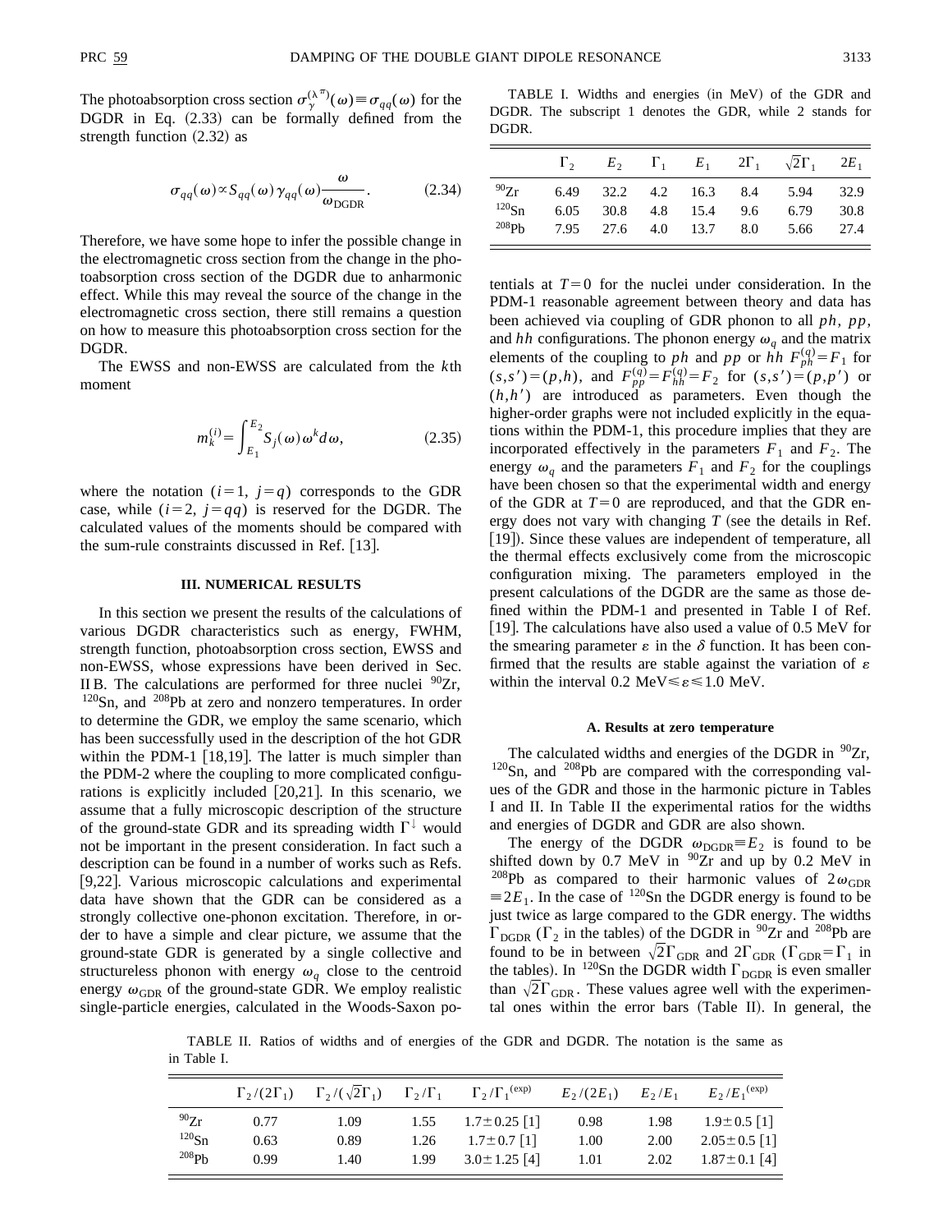The photoabsorption cross section $\sigma_{\gamma}^{(\lambda\pi)}(\omega)\equiv\sigma_{qq}(\omega)$ for the DGDR in Eq. (2.33) can be formally defined from the strength function (2.32) as

$$\sigma_{qq}(\omega)\propto S_{qq}(\omega)\gamma_{qq}(\omega)\frac{\omega}{\omega_{\mathrm{DGDR}}}. \tag{2.34}$$

Therefore, we have some hope to infer the possible change in the electromagnetic cross section from the change in the photoabsorption cross section of the DGDR due to anharmonic effect. While this may reveal the source of the change in the electromagnetic cross section, there still remains a question on how to measure this photoabsorption cross section for the DGDR.

The EWSS and non-EWSS are calculated from the $k$th moment

$$m_k^{(i)}=\int_{E_1}^{E_2}S_j(\omega)\omega^k d\omega, \tag{2.35}$$

where the notation $(i=1,\ j=q)$ corresponds to the GDR case, while $(i=2,\ j=qq)$ is reserved for the DGDR. The calculated values of the moments should be compared with the sum-rule constraints discussed in Ref. [13].

## III. NUMERICAL RESULTS

In this section we present the results of the calculations of various DGDR characteristics such as energy, FWHM, strength function, photoabsorption cross section, EWSS and non-EWSS, whose expressions have been derived in Sec. II B. The calculations are performed for three nuclei $^{90}$Zr, $^{120}$Sn, and $^{208}$Pb at zero and nonzero temperatures. In order to determine the GDR, we employ the same scenario, which has been successfully used in the description of the hot GDR within the PDM-1 [18,19]. The latter is much simpler than the PDM-2 where the coupling to more complicated configurations is explicitly included [20,21]. In this scenario, we assume that a fully microscopic description of the structure of the ground-state GDR and its spreading width $\Gamma^{\downarrow}$ would not be important in the present consideration. In fact such a description can be found in a number of works such as Refs. [9,22]. Various microscopic calculations and experimental data have shown that the GDR can be considered as a strongly collective one-phonon excitation. Therefore, in order to have a simple and clear picture, we assume that the ground-state GDR is generated by a single collective and structureless phonon with energy $\omega_q$ close to the centroid energy $\omega_{\mathrm{GDR}}$ of the ground-state GDR. We employ realistic single-particle energies, calculated in the Woods-Saxon potentials at $T=0$ for the nuclei under consideration. In the PDM-1 reasonable agreement between theory and data has been achieved via coupling of GDR phonon to all $ph$, $pp$, and $hh$ configurations. The phonon energy $\omega_q$ and the matrix elements of the coupling to $ph$ and $pp$ or $hh$ $F_{ph}^{(q)}=F_1$ for $(s,s')=(p,h)$, and $F_{pp}^{(q)}=F_{hh}^{(q)}=F_2$ for $(s,s')=(p,p')$ or $(h,h')$ are introduced as parameters. Even though the higher-order graphs were not included explicitly in the equations within the PDM-1, this procedure implies that they are incorporated effectively in the parameters $F_1$ and $F_2$. The energy $\omega_q$ and the parameters $F_1$ and $F_2$ for the couplings have been chosen so that the experimental width and energy of the GDR at $T=0$ are reproduced, and that the GDR energy does not vary with changing $T$ (see the details in Ref. [19]). Since these values are independent of temperature, all the thermal effects exclusively come from the microscopic configuration mixing. The parameters employed in the present calculations of the DGDR are the same as those defined within the PDM-1 and presented in Table I of Ref. [19]. The calculations have also used a value of 0.5 MeV for the smearing parameter $\varepsilon$ in the $\delta$ function. It has been confirmed that the results are stable against the variation of $\varepsilon$ within the interval 0.2 MeV$\leqslant\varepsilon\leqslant$1.0 MeV.

TABLE I. Widths and energies (in MeV) of the GDR and DGDR. The subscript 1 denotes the GDR, while 2 stands for DGDR.

| | $\Gamma_2$ | $E_2$ | $\Gamma_1$ | $E_1$ | $2\Gamma_1$ | $\sqrt{2}\Gamma_1$ | $2E_1$ |
|---|---|---|---|---|---|---|---|
| $^{90}$Zr | 6.49 | 32.2 | 4.2 | 16.3 | 8.4 | 5.94 | 32.9 |
| $^{120}$Sn | 6.05 | 30.8 | 4.8 | 15.4 | 9.6 | 6.79 | 30.8 |
| $^{208}$Pb | 7.95 | 27.6 | 4.0 | 13.7 | 8.0 | 5.66 | 27.4 |

### A. Results at zero temperature

The calculated widths and energies of the DGDR in $^{90}$Zr, $^{120}$Sn, and $^{208}$Pb are compared with the corresponding values of the GDR and those in the harmonic picture in Tables I and II. In Table II the experimental ratios for the widths and energies of DGDR and GDR are also shown.

The energy of the DGDR $\omega_{\mathrm{DGDR}}\equiv E_2$ is found to be shifted down by 0.7 MeV in $^{90}$Zr and up by 0.2 MeV in $^{208}$Pb as compared to their harmonic values of $2\omega_{\mathrm{GDR}}\equiv 2E_1$. In the case of $^{120}$Sn the DGDR energy is found to be just twice as large compared to the GDR energy. The widths $\Gamma_{\mathrm{DGDR}}$ ($\Gamma_2$ in the tables) of the DGDR in $^{90}$Zr and $^{208}$Pb are found to be in between $\sqrt{2}\Gamma_{\mathrm{GDR}}$ and $2\Gamma_{\mathrm{GDR}}$ ($\Gamma_{\mathrm{GDR}}=\Gamma_1$ in the tables). In $^{120}$Sn the DGDR width $\Gamma_{\mathrm{DGDR}}$ is even smaller than $\sqrt{2}\Gamma_{\mathrm{GDR}}$. These values agree well with the experimental ones within the error bars (Table II). In general, the

TABLE II. Ratios of widths and of energies of the GDR and DGDR. The notation is the same as in Table I.

| | $\Gamma_2/(2\Gamma_1)$ | $\Gamma_2/(\sqrt{2}\Gamma_1)$ | $\Gamma_2/\Gamma_1$ | $\Gamma_2/\Gamma_1^{(\mathrm{exp})}$ | $E_2/(2E_1)$ | $E_2/E_1$ | $E_2/E_1^{(\mathrm{exp})}$ |
|---|---|---|---|---|---|---|---|
| $^{90}$Zr | 0.77 | 1.09 | 1.55 | $1.7\pm0.25$ [1] | 0.98 | 1.98 | $1.9\pm0.5$ [1] |
| $^{120}$Sn | 0.63 | 0.89 | 1.26 | $1.7\pm0.7$ [1] | 1.00 | 2.00 | $2.05\pm0.5$ [1] |
| $^{208}$Pb | 0.99 | 1.40 | 1.99 | $3.0\pm1.25$ [4] | 1.01 | 2.02 | $1.87\pm0.1$ [4] |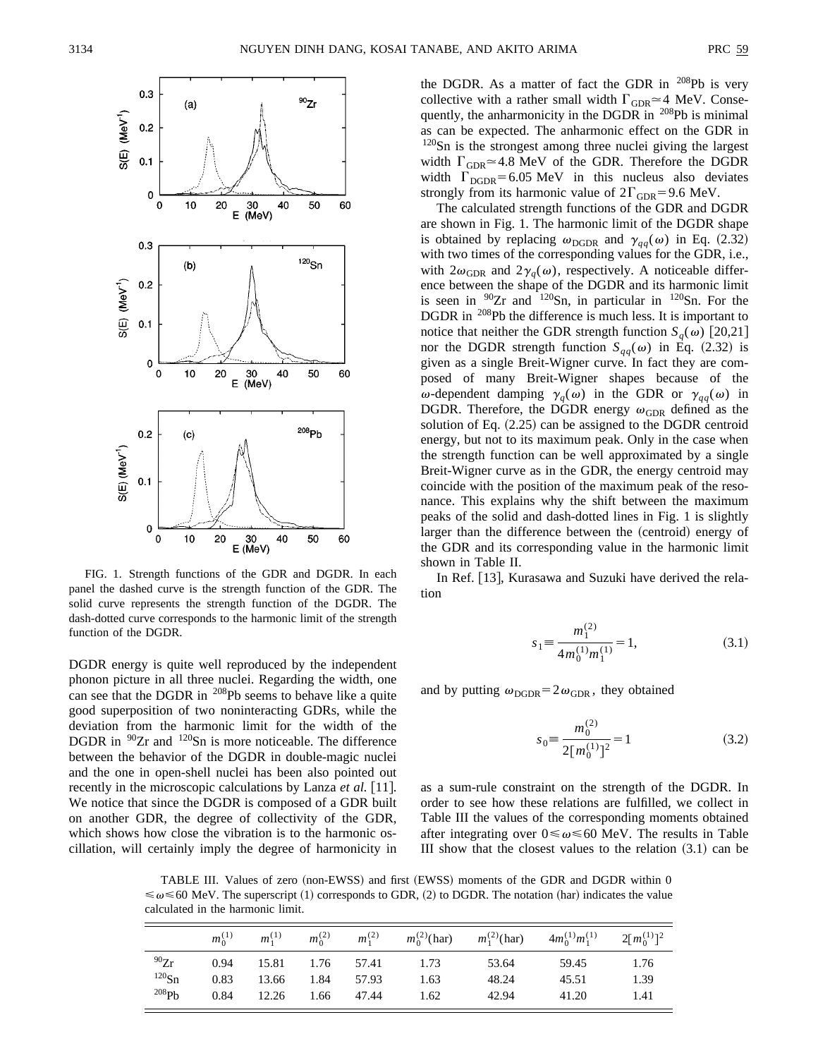FIG. 1. Strength functions of the GDR and DGDR. In each panel the dashed curve is the strength function of the GDR. The solid curve represents the strength function of the DGDR. The dash-dotted curve corresponds to the harmonic limit of the strength function of the DGDR.

DGDR energy is quite well reproduced by the independent phonon picture in all three nuclei. Regarding the width, one can see that the DGDR in $^{208}$Pb seems to behave like a quite good superposition of two noninteracting GDRs, while the deviation from the harmonic limit for the width of the DGDR in $^{90}$Zr and $^{120}$Sn is more noticeable. The difference between the behavior of the DGDR in double-magic nuclei and the one in open-shell nuclei has been also pointed out recently in the microscopic calculations by Lanza *et al.* [11]. We notice that since the DGDR is composed of a GDR built on another GDR, the degree of collectivity of the GDR, which shows how close the vibration is to the harmonic oscillation, will certainly imply the degree of harmonicity in the DGDR. As a matter of fact the GDR in $^{208}$Pb is very collective with a rather small width $\Gamma_{\rm GDR} \simeq 4$ MeV. Consequently, the anharmonicity in the DGDR in $^{208}$Pb is minimal as can be expected. The anharmonic effect on the GDR in $^{120}$Sn is the strongest among three nuclei giving the largest width $\Gamma_{\rm GDR} \simeq 4.8$ MeV of the GDR. Therefore the DGDR width $\Gamma_{\rm DGDR} = 6.05$ MeV in this nucleus also deviates strongly from its harmonic value of $2\Gamma_{\rm GDR} = 9.6$ MeV.

The calculated strength functions of the GDR and DGDR are shown in Fig. 1. The harmonic limit of the DGDR shape is obtained by replacing $\omega_{\rm DGDR}$ and $\gamma_{qq}(\omega)$ in Eq. (2.32) with two times of the corresponding values for the GDR, i.e., with $2\omega_{\rm GDR}$ and $2\gamma_q(\omega)$, respectively. A noticeable difference between the shape of the DGDR and its harmonic limit is seen in $^{90}$Zr and $^{120}$Sn, in particular in $^{120}$Sn. For the DGDR in $^{208}$Pb the difference is much less. It is important to notice that neither the GDR strength function $S_q(\omega)$ [20,21] nor the DGDR strength function $S_{qq}(\omega)$ in Eq. (2.32) is given as a single Breit-Wigner curve. In fact they are composed of many Breit-Wigner shapes because of the $\omega$-dependent damping $\gamma_q(\omega)$ in the GDR or $\gamma_{qq}(\omega)$ in DGDR. Therefore, the DGDR energy $\omega_{\rm GDR}$ defined as the solution of Eq. (2.25) can be assigned to the DGDR centroid energy, but not to its maximum peak. Only in the case when the strength function can be well approximated by a single Breit-Wigner curve as in the GDR, the energy centroid may coincide with the position of the maximum peak of the resonance. This explains why the shift between the maximum peaks of the solid and dash-dotted lines in Fig. 1 is slightly larger than the difference between the (centroid) energy of the GDR and its corresponding value in the harmonic limit shown in Table II.

In Ref. [13], Kurasawa and Suzuki have derived the relation

$$s_1 \equiv \frac{m_1^{(2)}}{4m_0^{(1)}m_1^{(1)}} = 1, \tag{3.1}$$

and by putting $\omega_{\rm DGDR} = 2\omega_{\rm GDR}$, they obtained

$$s_0 \equiv \frac{m_0^{(2)}}{2[m_0^{(1)}]^2} = 1 \tag{3.2}$$

as a sum-rule constraint on the strength of the DGDR. In order to see how these relations are fulfilled, we collect in Table III the values of the corresponding moments obtained after integrating over $0 \leq \omega \leq 60$ MeV. The results in Table III show that the closest values to the relation (3.1) can be

TABLE III. Values of zero (non-EWSS) and first (EWSS) moments of the GDR and DGDR within $0 \leq \omega \leq 60$ MeV. The superscript (1) corresponds to GDR, (2) to DGDR. The notation (har) indicates the value calculated in the harmonic limit.

| | $m_0^{(1)}$ | $m_1^{(1)}$ | $m_0^{(2)}$ | $m_1^{(2)}$ | $m_0^{(2)}$(har) | $m_1^{(2)}$(har) | $4m_0^{(1)}m_1^{(1)}$ | $2[m_0^{(1)}]^2$ |
|---|---|---|---|---|---|---|---|---|
| $^{90}$Zr | 0.94 | 15.81 | 1.76 | 57.41 | 1.73 | 53.64 | 59.45 | 1.76 |
| $^{120}$Sn | 0.83 | 13.66 | 1.84 | 57.93 | 1.63 | 48.24 | 45.51 | 1.39 |
| $^{208}$Pb | 0.84 | 12.26 | 1.66 | 47.44 | 1.62 | 42.94 | 41.20 | 1.41 |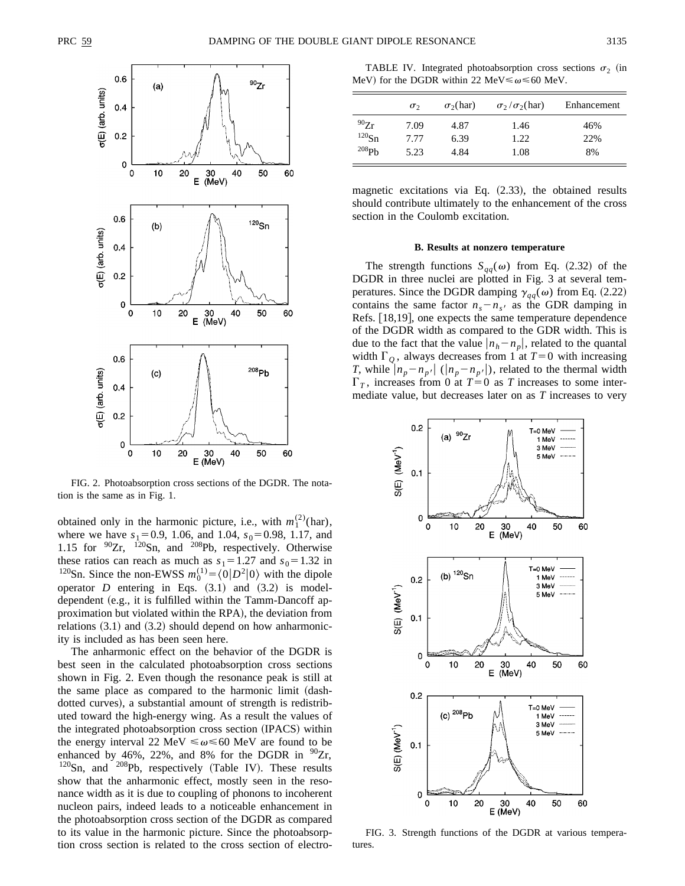FIG. 2. Photoabsorption cross sections of the DGDR. The notation is the same as in Fig. 1.

obtained only in the harmonic picture, i.e., with $m_1^{(2)}(\text{har})$, where we have $s_1 = 0.9$, 1.06, and 1.04, $s_0 = 0.98$, 1.17, and 1.15 for $^{90}$Zr, $^{120}$Sn, and $^{208}$Pb, respectively. Otherwise these ratios can reach as much as $s_1 = 1.27$ and $s_0 = 1.32$ in $^{120}$Sn. Since the non-EWSS $m_0^{(1)} = \langle 0|D^2|0\rangle$ with the dipole operator $D$ entering in Eqs. (3.1) and (3.2) is model-dependent (e.g., it is fulfilled within the Tamm-Dancoff approximation but violated within the RPA), the deviation from relations (3.1) and (3.2) should depend on how anharmonicity is included as has been seen here.

The anharmonic effect on the behavior of the DGDR is best seen in the calculated photoabsorption cross sections shown in Fig. 2. Even though the resonance peak is still at the same place as compared to the harmonic limit (dash-dotted curves), a substantial amount of strength is redistributed toward the high-energy wing. As a result the values of the integrated photoabsorption cross section (IPACS) within the energy interval 22 MeV $\leqslant \omega \leqslant$ 60 MeV are found to be enhanced by 46%, 22%, and 8% for the DGDR in $^{90}$Zr, $^{120}$Sn, and $^{208}$Pb, respectively (Table IV). These results show that the anharmonic effect, mostly seen in the resonance width as it is due to coupling of phonons to incoherent nucleon pairs, indeed leads to a noticeable enhancement in the photoabsorption cross section of the DGDR as compared to its value in the harmonic picture. Since the photoabsorption cross section is related to the cross section of electromagnetic excitations via Eq. (2.33), the obtained results should contribute ultimately to the enhancement of the cross section in the Coulomb excitation.

TABLE IV. Integrated photoabsorption cross sections $\sigma_2$ (in MeV) for the DGDR within 22 MeV $\leqslant \omega \leqslant$ 60 MeV.

| | $\sigma_2$ | $\sigma_2(\text{har})$ | $\sigma_2/\sigma_2(\text{har})$ | Enhancement |
|---|---|---|---|---|
| $^{90}$Zr | 7.09 | 4.87 | 1.46 | 46% |
| $^{120}$Sn | 7.77 | 6.39 | 1.22 | 22% |
| $^{208}$Pb | 5.23 | 4.84 | 1.08 | 8% |

### B. Results at nonzero temperature

The strength functions $S_{qq}(\omega)$ from Eq. (2.32) of the DGDR in three nuclei are plotted in Fig. 3 at several temperatures. Since the DGDR damping $\gamma_{qq}(\omega)$ from Eq. (2.22) contains the same factor $n_s - n_{s'}$ as the GDR damping in Refs. [18,19], one expects the same temperature dependence of the DGDR width as compared to the GDR width. This is due to the fact that the value $|n_h - n_p|$, related to the quantal width $\Gamma_Q$, always decreases from 1 at $T = 0$ with increasing $T$, while $|n_p - n_{p'}|$ ($|n_p - n_{p'}|$), related to the thermal width $\Gamma_T$, increases from 0 at $T = 0$ as $T$ increases to some intermediate value, but decreases later on as $T$ increases to very

FIG. 3. Strength functions of the DGDR at various temperatures.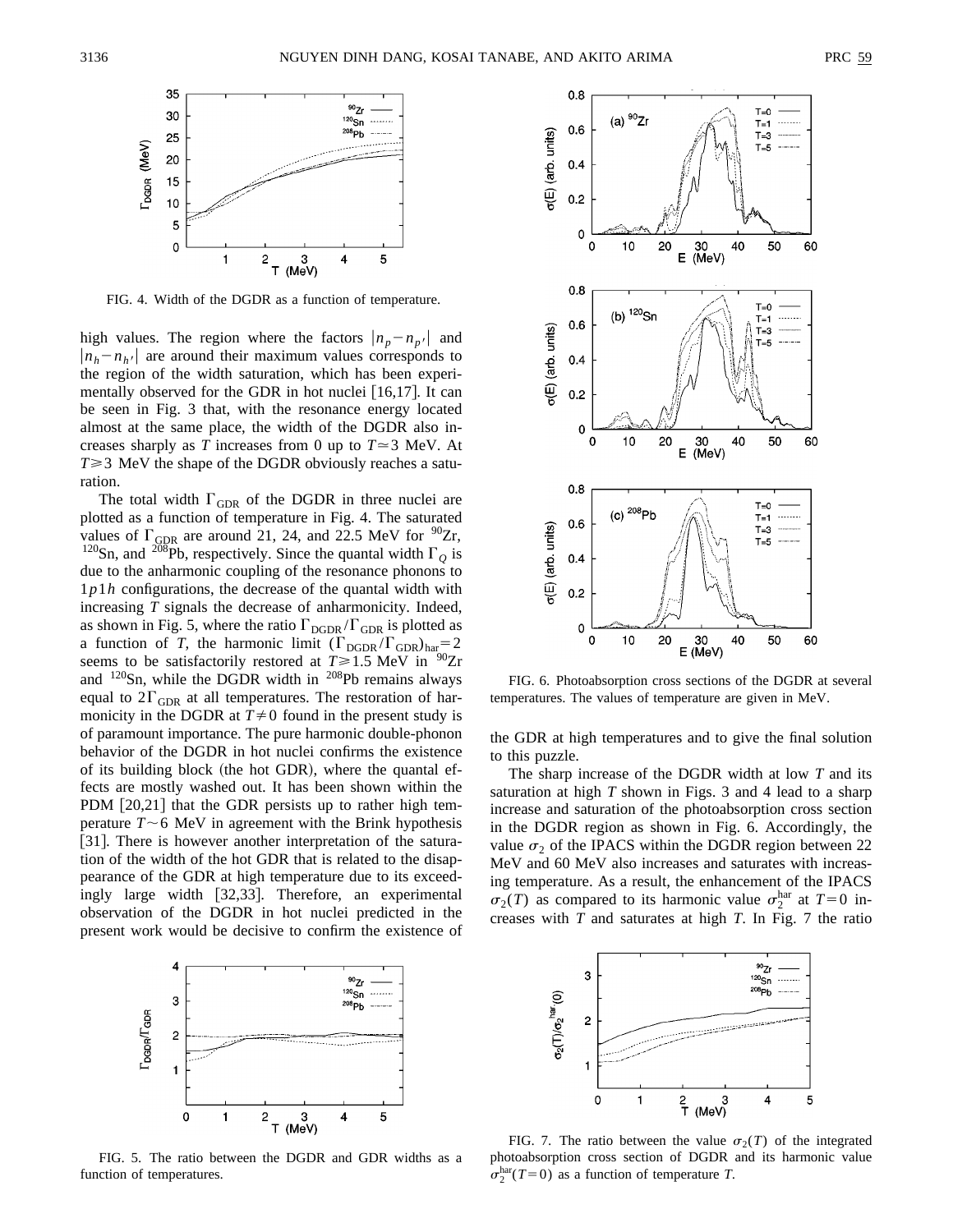FIG. 4. Width of the DGDR as a function of temperature.

high values. The region where the factors $|n_p - n_{p'}|$ and $|n_h - n_{h'}|$ are around their maximum values corresponds to the region of the width saturation, which has been experimentally observed for the GDR in hot nuclei [16,17]. It can be seen in Fig. 3 that, with the resonance energy located almost at the same place, the width of the DGDR also increases sharply as $T$ increases from 0 up to $T \simeq 3$ MeV. At $T \geqslant 3$ MeV the shape of the DGDR obviously reaches a saturation.

The total width $\Gamma_{\rm GDR}$ of the DGDR in three nuclei are plotted as a function of temperature in Fig. 4. The saturated values of $\Gamma_{\rm GDR}$ are around 21, 24, and 22.5 MeV for $^{90}$Zr, $^{120}$Sn, and $^{208}$Pb, respectively. Since the quantal width $\Gamma_Q$ is due to the anharmonic coupling of the resonance phonons to $1p1h$ configurations, the decrease of the quantal width with increasing $T$ signals the decrease of anharmonicity. Indeed, as shown in Fig. 5, where the ratio $\Gamma_{\rm DGDR}/\Gamma_{\rm GDR}$ is plotted as a function of $T$, the harmonic limit $(\Gamma_{\rm DGDR}/\Gamma_{\rm GDR})_{\rm har} = 2$ seems to be satisfactorily restored at $T \geqslant 1.5$ MeV in $^{90}$Zr and $^{120}$Sn, while the DGDR width in $^{208}$Pb remains always equal to $2\Gamma_{\rm GDR}$ at all temperatures. The restoration of harmonicity in the DGDR at $T \neq 0$ found in the present study is of paramount importance. The pure harmonic double-phonon behavior of the DGDR in hot nuclei confirms the existence of its building block (the hot GDR), where the quantal effects are mostly washed out. It has been shown within the PDM [20,21] that the GDR persists up to rather high temperature $T \sim 6$ MeV in agreement with the Brink hypothesis [31]. There is however another interpretation of the saturation of the width of the hot GDR that is related to the disappearance of the GDR at high temperature due to its exceedingly large width [32,33]. Therefore, an experimental observation of the DGDR in hot nuclei predicted in the present work would be decisive to confirm the existence of the GDR at high temperatures and to give the final solution to this puzzle.

FIG. 6. Photoabsorption cross sections of the DGDR at several temperatures. The values of temperature are given in MeV.

The sharp increase of the DGDR width at low $T$ and its saturation at high $T$ shown in Figs. 3 and 4 lead to a sharp increase and saturation of the photoabsorption cross section in the DGDR region as shown in Fig. 6. Accordingly, the value $\sigma_2$ of the IPACS within the DGDR region between 22 MeV and 60 MeV also increases and saturates with increasing temperature. As a result, the enhancement of the IPACS $\sigma_2(T)$ as compared to its harmonic value $\sigma_2^{\rm har}$ at $T=0$ increases with $T$ and saturates at high $T$. In Fig. 7 the ratio

FIG. 5. The ratio between the DGDR and GDR widths as a function of temperatures.

FIG. 7. The ratio between the value $\sigma_2(T)$ of the integrated photoabsorption cross section of DGDR and its harmonic value $\sigma_2^{\rm har}(T=0)$ as a function of temperature $T$.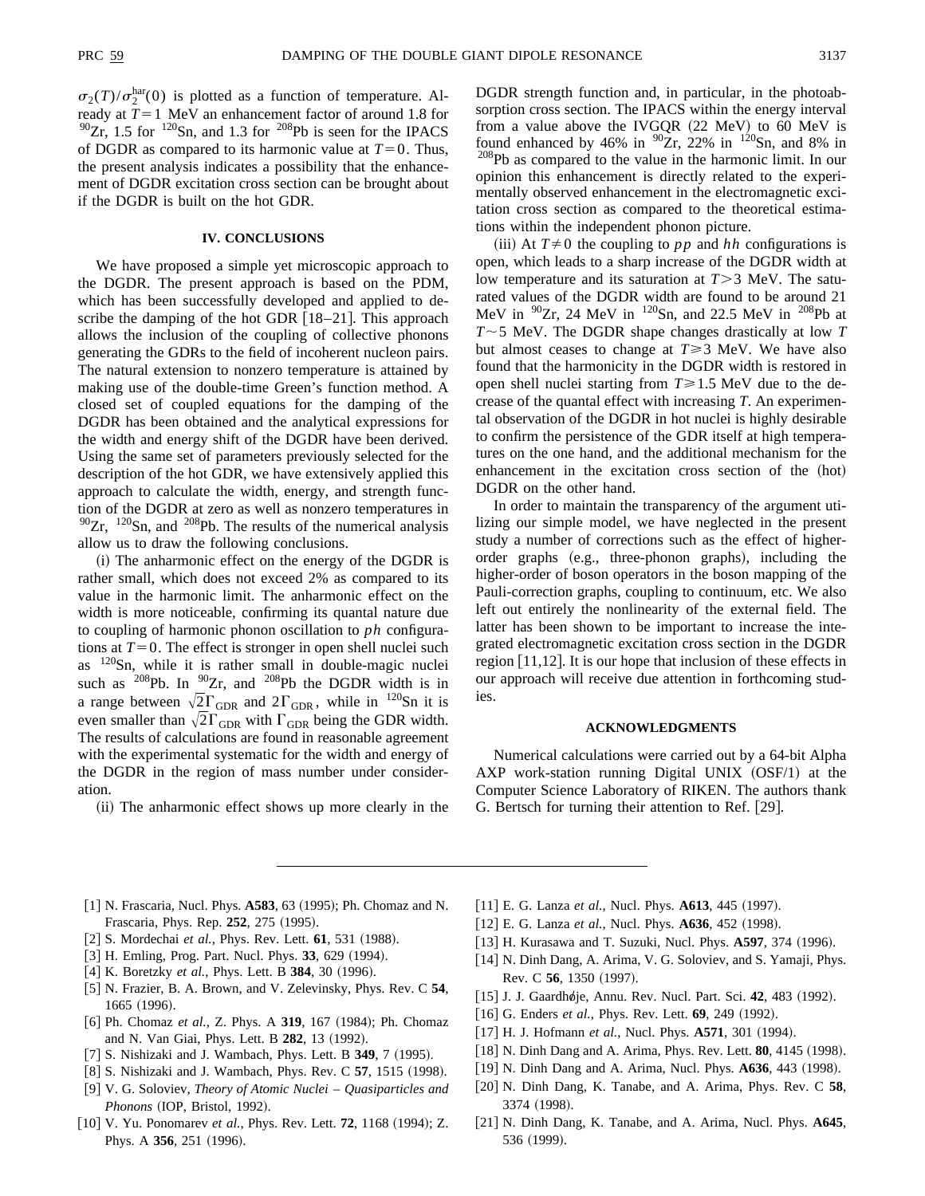$\sigma_2(T)/\sigma_2^{\rm har}(0)$ is plotted as a function of temperature. Already at $T=1$ MeV an enhancement factor of around 1.8 for $^{90}$Zr, 1.5 for $^{120}$Sn, and 1.3 for $^{208}$Pb is seen for the IPACS of DGDR as compared to its harmonic value at $T=0$. Thus, the present analysis indicates a possibility that the enhancement of DGDR excitation cross section can be brought about if the DGDR is built on the hot GDR.

## IV. CONCLUSIONS

We have proposed a simple yet microscopic approach to the DGDR. The present approach is based on the PDM, which has been successfully developed and applied to describe the damping of the hot GDR [18–21]. This approach allows the inclusion of the coupling of collective phonons generating the GDRs to the field of incoherent nucleon pairs. The natural extension to nonzero temperature is attained by making use of the double-time Green's function method. A closed set of coupled equations for the damping of the DGDR has been obtained and the analytical expressions for the width and energy shift of the DGDR have been derived. Using the same set of parameters previously selected for the description of the hot GDR, we have extensively applied this approach to calculate the width, energy, and strength function of the DGDR at zero as well as nonzero temperatures in $^{90}$Zr, $^{120}$Sn, and $^{208}$Pb. The results of the numerical analysis allow us to draw the following conclusions.

(i) The anharmonic effect on the energy of the DGDR is rather small, which does not exceed 2% as compared to its value in the harmonic limit. The anharmonic effect on the width is more noticeable, confirming its quantal nature due to coupling of harmonic phonon oscillation to $ph$ configurations at $T=0$. The effect is stronger in open shell nuclei such as $^{120}$Sn, while it is rather small in double-magic nuclei such as $^{208}$Pb. In $^{90}$Zr, and $^{208}$Pb the DGDR width is in a range between $\sqrt{2}\Gamma_{\rm GDR}$ and $2\Gamma_{\rm GDR}$, while in $^{120}$Sn it is even smaller than $\sqrt{2}\Gamma_{\rm GDR}$ with $\Gamma_{\rm GDR}$ being the GDR width. The results of calculations are found in reasonable agreement with the experimental systematic for the width and energy of the DGDR in the region of mass number under consideration.

(ii) The anharmonic effect shows up more clearly in the DGDR strength function and, in particular, in the photoabsorption cross section. The IPACS within the energy interval from a value above the IVGQR (22 MeV) to 60 MeV is found enhanced by 46% in $^{90}$Zr, 22% in $^{120}$Sn, and 8% in $^{208}$Pb as compared to the value in the harmonic limit. In our opinion this enhancement is directly related to the experimentally observed enhancement in the electromagnetic excitation cross section as compared to the theoretical estimations within the independent phonon picture.

(iii) At $T\neq 0$ the coupling to $pp$ and $hh$ configurations is open, which leads to a sharp increase of the DGDR width at low temperature and its saturation at $T>3$ MeV. The saturated values of the DGDR width are found to be around 21 MeV in $^{90}$Zr, 24 MeV in $^{120}$Sn, and 22.5 MeV in $^{208}$Pb at $T\sim 5$ MeV. The DGDR shape changes drastically at low $T$ but almost ceases to change at $T\geqslant 3$ MeV. We have also found that the harmonicity in the DGDR width is restored in open shell nuclei starting from $T\geqslant 1.5$ MeV due to the decrease of the quantal effect with increasing $T$. An experimental observation of the DGDR in hot nuclei is highly desirable to confirm the persistence of the GDR itself at high temperatures on the one hand, and the additional mechanism for the enhancement in the excitation cross section of the (hot) DGDR on the other hand.

In order to maintain the transparency of the argument utilizing our simple model, we have neglected in the present study a number of corrections such as the effect of higher-order graphs (e.g., three-phonon graphs), including the higher-order of boson operators in the boson mapping of the Pauli-correction graphs, coupling to continuum, etc. We also left out entirely the nonlinearity of the external field. The latter has been shown to be important to increase the integrated electromagnetic excitation cross section in the DGDR region [11,12]. It is our hope that inclusion of these effects in our approach will receive due attention in forthcoming studies.

## ACKNOWLEDGMENTS

Numerical calculations were carried out by a 64-bit Alpha AXP work-station running Digital UNIX (OSF/1) at the Computer Science Laboratory of RIKEN. The authors thank G. Bertsch for turning their attention to Ref. [29].

---

[1] N. Frascaria, Nucl. Phys. **A583**, 63 (1995); Ph. Chomaz and N. Frascaria, Phys. Rep. **252**, 275 (1995).
[2] S. Mordechai *et al.*, Phys. Rev. Lett. **61**, 531 (1988).
[3] H. Emling, Prog. Part. Nucl. Phys. **33**, 629 (1994).
[4] K. Boretzky *et al.*, Phys. Lett. B **384**, 30 (1996).
[5] N. Frazier, B. A. Brown, and V. Zelevinsky, Phys. Rev. C **54**, 1665 (1996).
[6] Ph. Chomaz *et al.*, Z. Phys. A **319**, 167 (1984); Ph. Chomaz and N. Van Giai, Phys. Lett. B **282**, 13 (1992).
[7] S. Nishizaki and J. Wambach, Phys. Lett. B **349**, 7 (1995).
[8] S. Nishizaki and J. Wambach, Phys. Rev. C **57**, 1515 (1998).
[9] V. G. Soloviev, *Theory of Atomic Nuclei – Quasiparticles and Phonons* (IOP, Bristol, 1992).
[10] V. Yu. Ponomarev *et al.*, Phys. Rev. Lett. **72**, 1168 (1994); Z. Phys. A **356**, 251 (1996).
[11] E. G. Lanza *et al.*, Nucl. Phys. **A613**, 445 (1997).
[12] E. G. Lanza *et al.*, Nucl. Phys. **A636**, 452 (1998).
[13] H. Kurasawa and T. Suzuki, Nucl. Phys. **A597**, 374 (1996).
[14] N. Dinh Dang, A. Arima, V. G. Soloviev, and S. Yamaji, Phys. Rev. C **56**, 1350 (1997).
[15] J. J. Gaardhøje, Annu. Rev. Nucl. Part. Sci. **42**, 483 (1992).
[16] G. Enders *et al.*, Phys. Rev. Lett. **69**, 249 (1992).
[17] H. J. Hofmann *et al.*, Nucl. Phys. **A571**, 301 (1994).
[18] N. Dinh Dang and A. Arima, Phys. Rev. Lett. **80**, 4145 (1998).
[19] N. Dinh Dang and A. Arima, Nucl. Phys. **A636**, 443 (1998).
[20] N. Dinh Dang, K. Tanabe, and A. Arima, Phys. Rev. C **58**, 3374 (1998).
[21] N. Dinh Dang, K. Tanabe, and A. Arima, Nucl. Phys. **A645**, 536 (1999).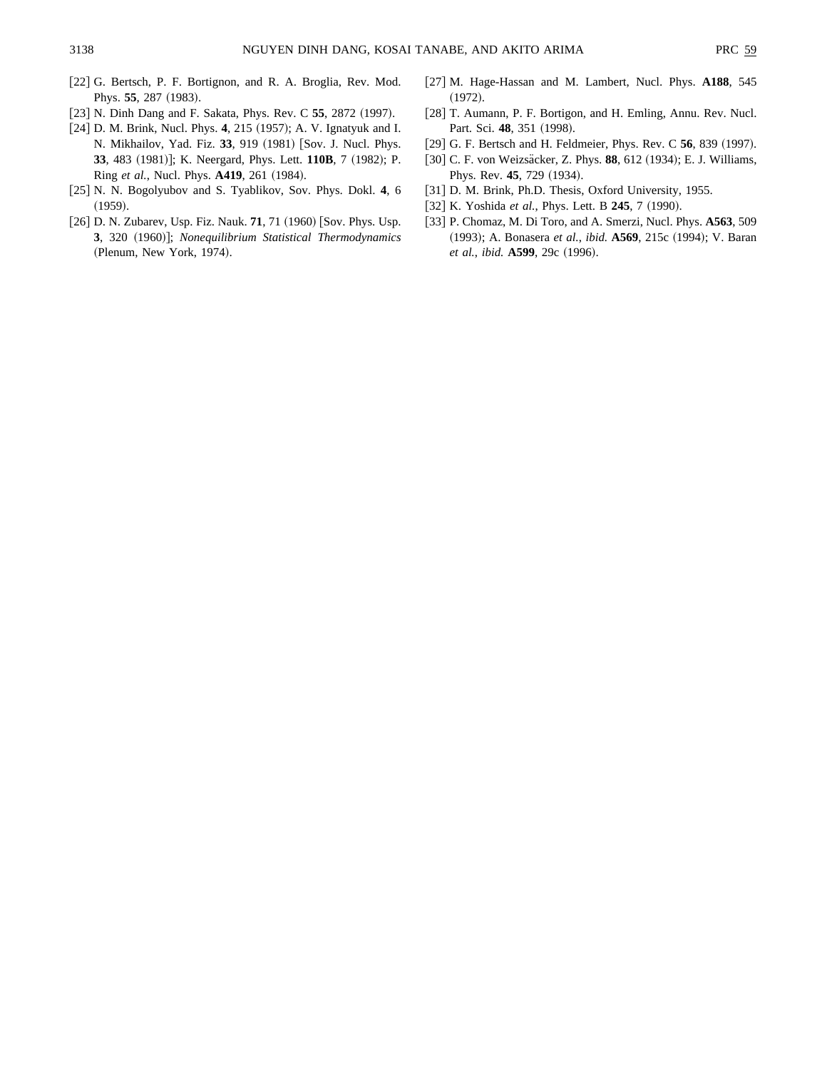[22] G. Bertsch, P. F. Bortignon, and R. A. Broglia, Rev. Mod. Phys. **55**, 287 (1983).

[23] N. Dinh Dang and F. Sakata, Phys. Rev. C **55**, 2872 (1997).

[24] D. M. Brink, Nucl. Phys. **4**, 215 (1957); A. V. Ignatyuk and I. N. Mikhailov, Yad. Fiz. **33**, 919 (1981) [Sov. J. Nucl. Phys. **33**, 483 (1981)]; K. Neergard, Phys. Lett. **110B**, 7 (1982); P. Ring *et al.*, Nucl. Phys. **A419**, 261 (1984).

[25] N. N. Bogolyubov and S. Tyablikov, Sov. Phys. Dokl. **4**, 6 (1959).

[26] D. N. Zubarev, Usp. Fiz. Nauk. **71**, 71 (1960) [Sov. Phys. Usp. **3**, 320 (1960)]; *Nonequilibrium Statistical Thermodynamics* (Plenum, New York, 1974).

[27] M. Hage-Hassan and M. Lambert, Nucl. Phys. **A188**, 545 (1972).

[28] T. Aumann, P. F. Bortigon, and H. Emling, Annu. Rev. Nucl. Part. Sci. **48**, 351 (1998).

[29] G. F. Bertsch and H. Feldmeier, Phys. Rev. C **56**, 839 (1997).

[30] C. F. von Weizsäcker, Z. Phys. **88**, 612 (1934); E. J. Williams, Phys. Rev. **45**, 729 (1934).

[31] D. M. Brink, Ph.D. Thesis, Oxford University, 1955.

[32] K. Yoshida *et al.*, Phys. Lett. B **245**, 7 (1990).

[33] P. Chomaz, M. Di Toro, and A. Smerzi, Nucl. Phys. **A563**, 509 (1993); A. Bonasera *et al.*, *ibid.* **A569**, 215c (1994); V. Baran *et al.*, *ibid.* **A599**, 29c (1996).